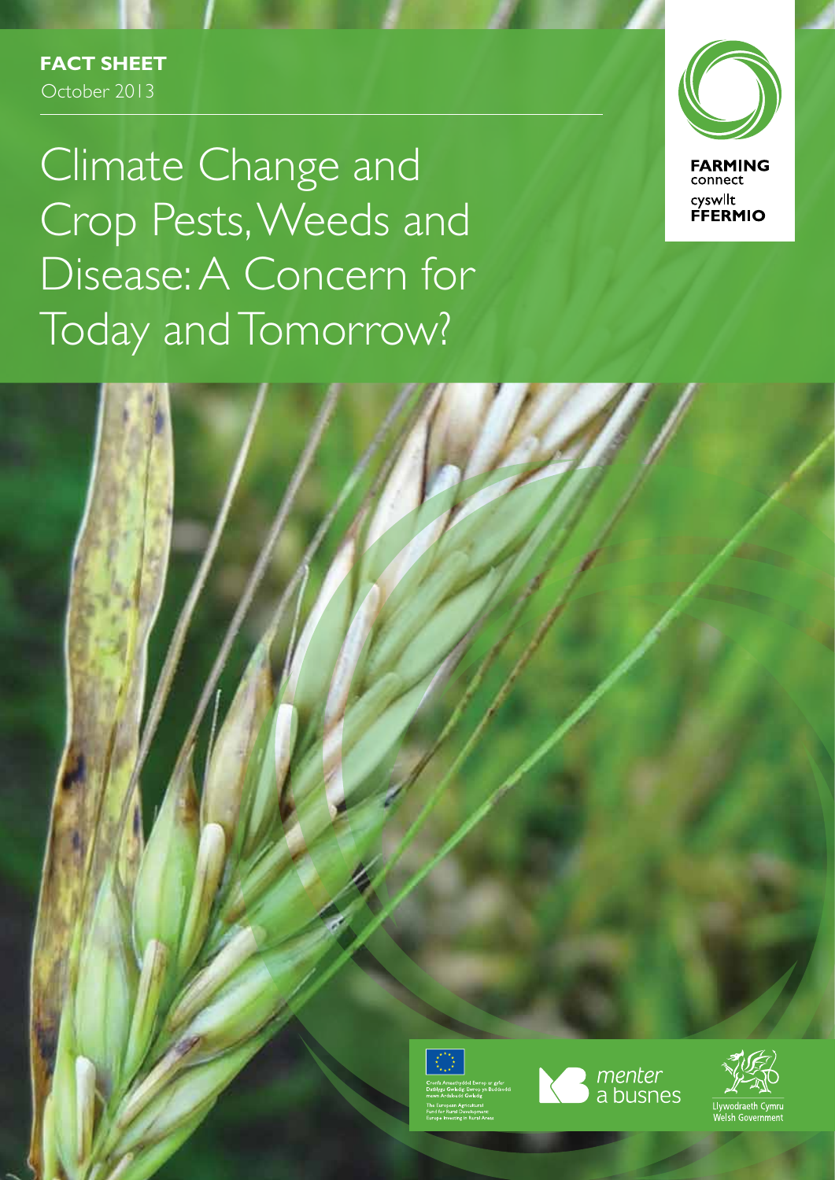**FACT SHEET**
October 2013

# Climate Change and Crop Pests, Weeds and Disease: A Concern for Today and Tomorrow?

FARMING connect
cyswllt FFERMIO

Cronfa Amaethyddol Ewrop ar gyfer Datblygu Gwledig: Ewrop yn Buddsoddi mewn Ardaloedd Gwledig

The European Agricultural Fund for Rural Development: Europe Investing in Rural Areas

menter a busnes

Llywodraeth Cymru
Welsh Government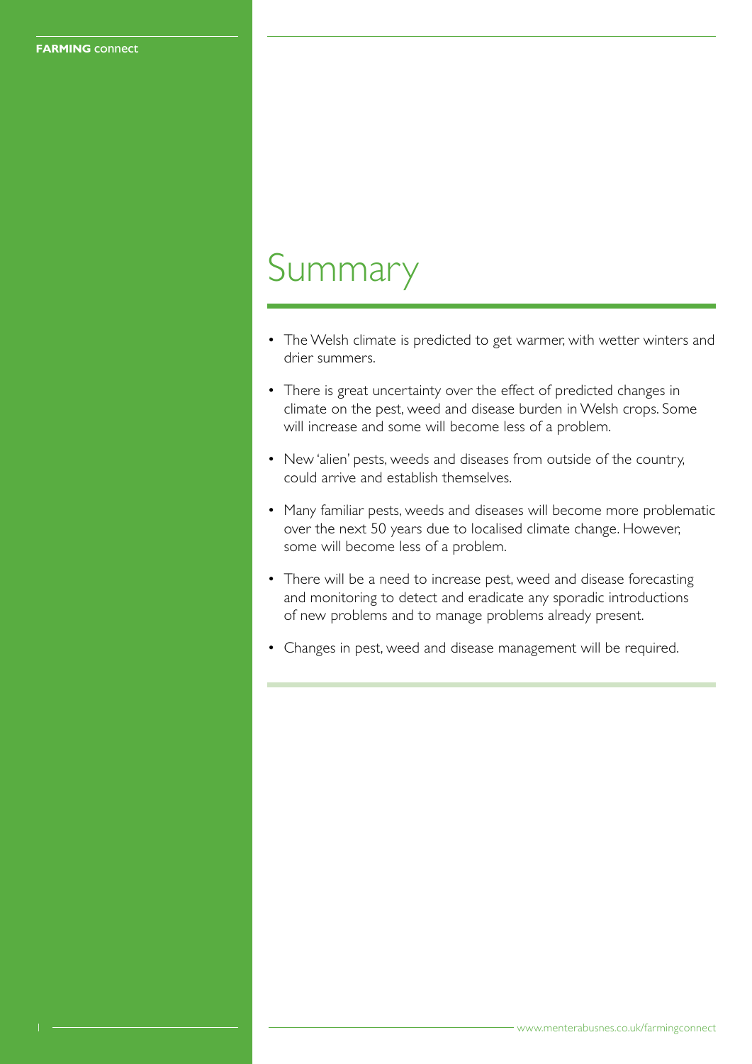# Summary

- The Welsh climate is predicted to get warmer, with wetter winters and drier summers.
- There is great uncertainty over the effect of predicted changes in climate on the pest, weed and disease burden in Welsh crops. Some will increase and some will become less of a problem.
- New 'alien' pests, weeds and diseases from outside of the country, could arrive and establish themselves.
- Many familiar pests, weeds and diseases will become more problematic over the next 50 years due to localised climate change. However, some will become less of a problem.
- There will be a need to increase pest, weed and disease forecasting and monitoring to detect and eradicate any sporadic introductions of new problems and to manage problems already present.
- Changes in pest, weed and disease management will be required.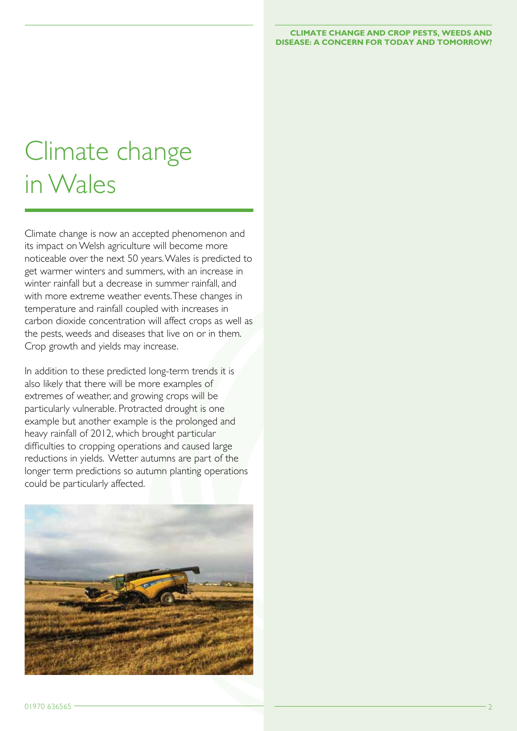# Climate change in Wales

Climate change is now an accepted phenomenon and its impact on Welsh agriculture will become more noticeable over the next 50 years. Wales is predicted to get warmer winters and summers, with an increase in winter rainfall but a decrease in summer rainfall, and with more extreme weather events. These changes in temperature and rainfall coupled with increases in carbon dioxide concentration will affect crops as well as the pests, weeds and diseases that live on or in them. Crop growth and yields may increase.

In addition to these predicted long-term trends it is also likely that there will be more examples of extremes of weather, and growing crops will be particularly vulnerable. Protracted drought is one example but another example is the prolonged and heavy rainfall of 2012, which brought particular difficulties to cropping operations and caused large reductions in yields. Wetter autumns are part of the longer term predictions so autumn planting operations could be particularly affected.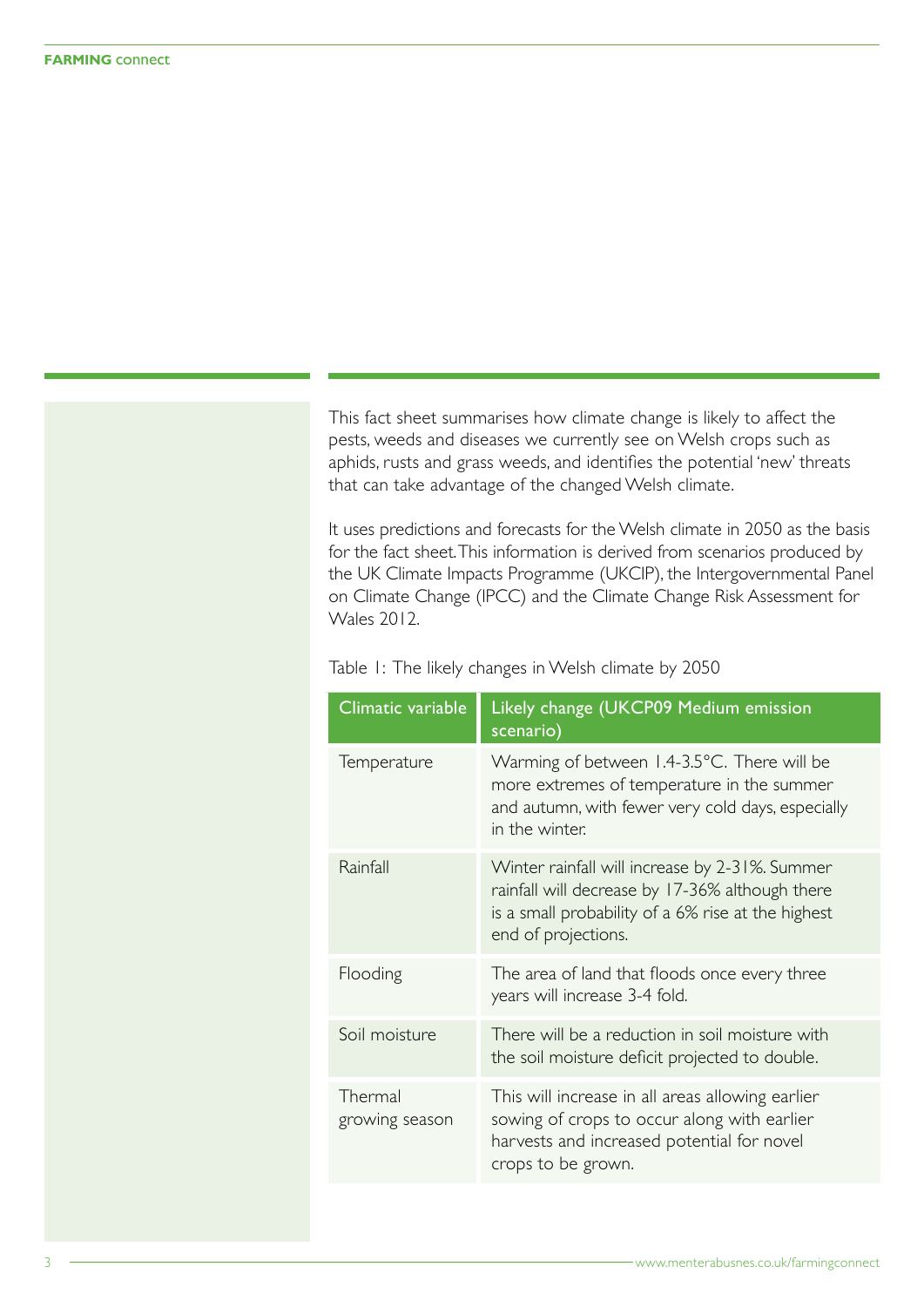This fact sheet summarises how climate change is likely to affect the pests, weeds and diseases we currently see on Welsh crops such as aphids, rusts and grass weeds, and identifies the potential 'new' threats that can take advantage of the changed Welsh climate.

It uses predictions and forecasts for the Welsh climate in 2050 as the basis for the fact sheet. This information is derived from scenarios produced by the UK Climate Impacts Programme (UKCIP), the Intergovernmental Panel on Climate Change (IPCC) and the Climate Change Risk Assessment for Wales 2012.

Table 1: The likely changes in Welsh climate by 2050

| Climatic variable | Likely change (UKCP09 Medium emission scenario) |
|---|---|
| Temperature | Warming of between 1.4-3.5°C. There will be more extremes of temperature in the summer and autumn, with fewer very cold days, especially in the winter. |
| Rainfall | Winter rainfall will increase by 2-31%. Summer rainfall will decrease by 17-36% although there is a small probability of a 6% rise at the highest end of projections. |
| Flooding | The area of land that floods once every three years will increase 3-4 fold. |
| Soil moisture | There will be a reduction in soil moisture with the soil moisture deficit projected to double. |
| Thermal growing season | This will increase in all areas allowing earlier sowing of crops to occur along with earlier harvests and increased potential for novel crops to be grown. |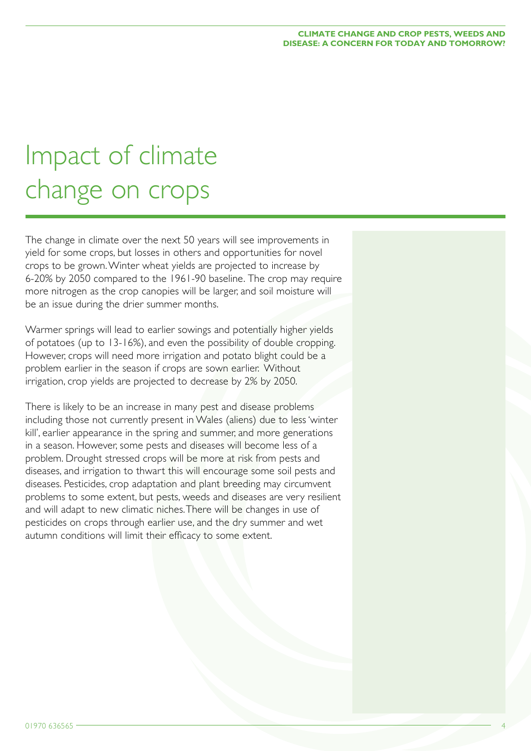# Impact of climate change on crops

The change in climate over the next 50 years will see improvements in yield for some crops, but losses in others and opportunities for novel crops to be grown. Winter wheat yields are projected to increase by 6-20% by 2050 compared to the 1961-90 baseline. The crop may require more nitrogen as the crop canopies will be larger, and soil moisture will be an issue during the drier summer months.

Warmer springs will lead to earlier sowings and potentially higher yields of potatoes (up to 13-16%), and even the possibility of double cropping. However, crops will need more irrigation and potato blight could be a problem earlier in the season if crops are sown earlier. Without irrigation, crop yields are projected to decrease by 2% by 2050.

There is likely to be an increase in many pest and disease problems including those not currently present in Wales (aliens) due to less 'winter kill', earlier appearance in the spring and summer, and more generations in a season. However, some pests and diseases will become less of a problem. Drought stressed crops will be more at risk from pests and diseases, and irrigation to thwart this will encourage some soil pests and diseases. Pesticides, crop adaptation and plant breeding may circumvent problems to some extent, but pests, weeds and diseases are very resilient and will adapt to new climatic niches. There will be changes in use of pesticides on crops through earlier use, and the dry summer and wet autumn conditions will limit their efficacy to some extent.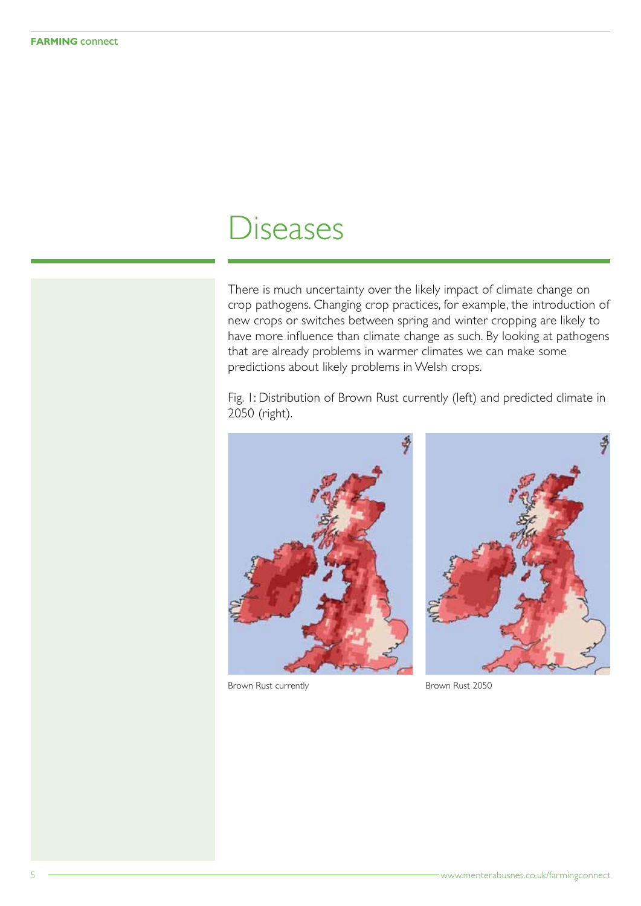# Diseases

There is much uncertainty over the likely impact of climate change on crop pathogens. Changing crop practices, for example, the introduction of new crops or switches between spring and winter cropping are likely to have more influence than climate change as such. By looking at pathogens that are already problems in warmer climates we can make some predictions about likely problems in Welsh crops.

Fig. 1: Distribution of Brown Rust currently (left) and predicted climate in 2050 (right).

Brown Rust currently

Brown Rust 2050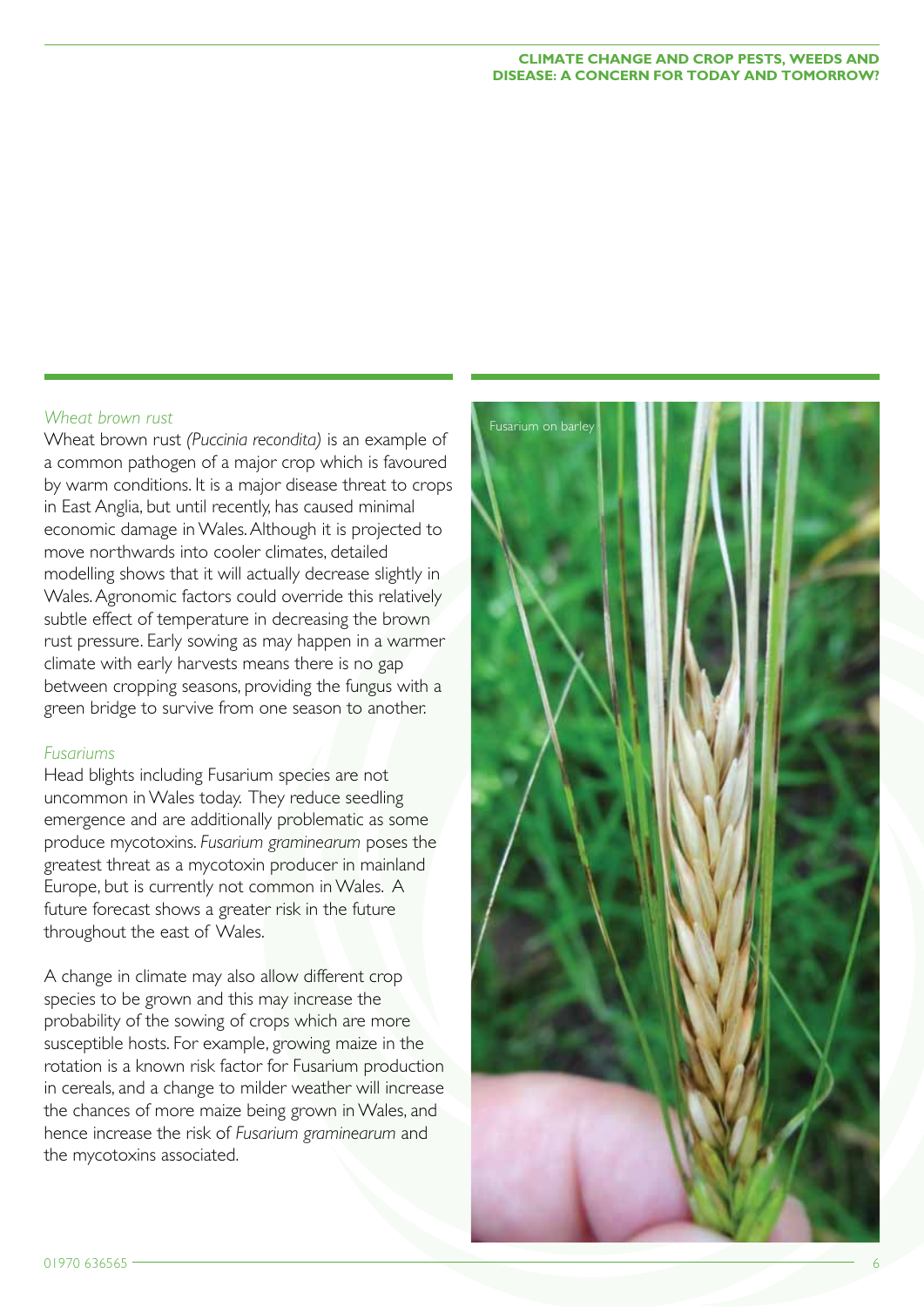### *Wheat brown rust*

Wheat brown rust *(Puccinia recondita)* is an example of a common pathogen of a major crop which is favoured by warm conditions. It is a major disease threat to crops in East Anglia, but until recently, has caused minimal economic damage in Wales. Although it is projected to move northwards into cooler climates, detailed modelling shows that it will actually decrease slightly in Wales. Agronomic factors could override this relatively subtle effect of temperature in decreasing the brown rust pressure. Early sowing as may happen in a warmer climate with early harvests means there is no gap between cropping seasons, providing the fungus with a green bridge to survive from one season to another.

### *Fusariums*

Head blights including Fusarium species are not uncommon in Wales today. They reduce seedling emergence and are additionally problematic as some produce mycotoxins. *Fusarium graminearum* poses the greatest threat as a mycotoxin producer in mainland Europe, but is currently not common in Wales. A future forecast shows a greater risk in the future throughout the east of Wales.

A change in climate may also allow different crop species to be grown and this may increase the probability of the sowing of crops which are more susceptible hosts. For example, growing maize in the rotation is a known risk factor for Fusarium production in cereals, and a change to milder weather will increase the chances of more maize being grown in Wales, and hence increase the risk of *Fusarium graminearum* and the mycotoxins associated.

Fusarium on barley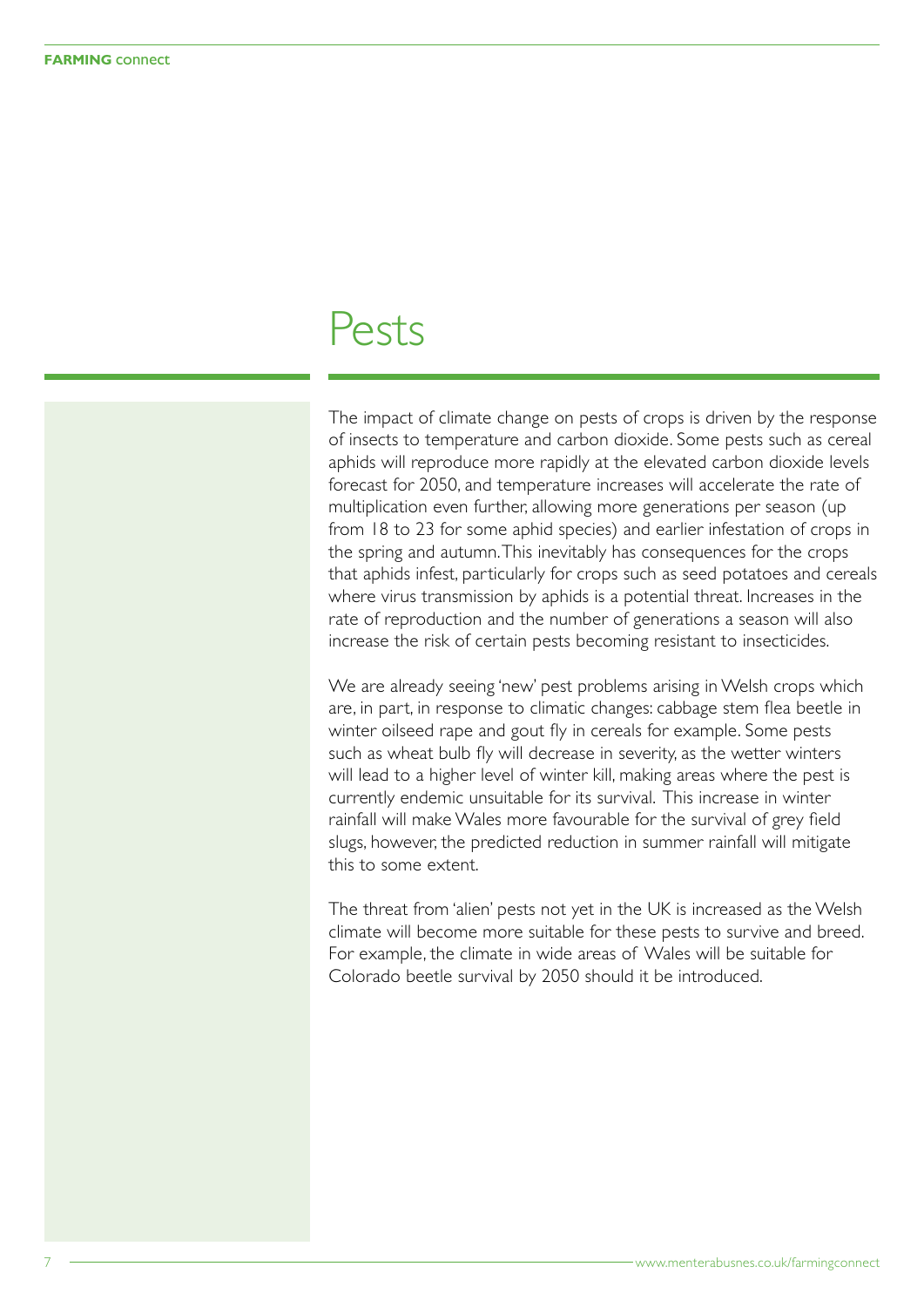# Pests

The impact of climate change on pests of crops is driven by the response of insects to temperature and carbon dioxide. Some pests such as cereal aphids will reproduce more rapidly at the elevated carbon dioxide levels forecast for 2050, and temperature increases will accelerate the rate of multiplication even further, allowing more generations per season (up from 18 to 23 for some aphid species) and earlier infestation of crops in the spring and autumn. This inevitably has consequences for the crops that aphids infest, particularly for crops such as seed potatoes and cereals where virus transmission by aphids is a potential threat. Increases in the rate of reproduction and the number of generations a season will also increase the risk of certain pests becoming resistant to insecticides.

We are already seeing 'new' pest problems arising in Welsh crops which are, in part, in response to climatic changes: cabbage stem flea beetle in winter oilseed rape and gout fly in cereals for example. Some pests such as wheat bulb fly will decrease in severity, as the wetter winters will lead to a higher level of winter kill, making areas where the pest is currently endemic unsuitable for its survival. This increase in winter rainfall will make Wales more favourable for the survival of grey field slugs, however, the predicted reduction in summer rainfall will mitigate this to some extent.

The threat from 'alien' pests not yet in the UK is increased as the Welsh climate will become more suitable for these pests to survive and breed. For example, the climate in wide areas of Wales will be suitable for Colorado beetle survival by 2050 should it be introduced.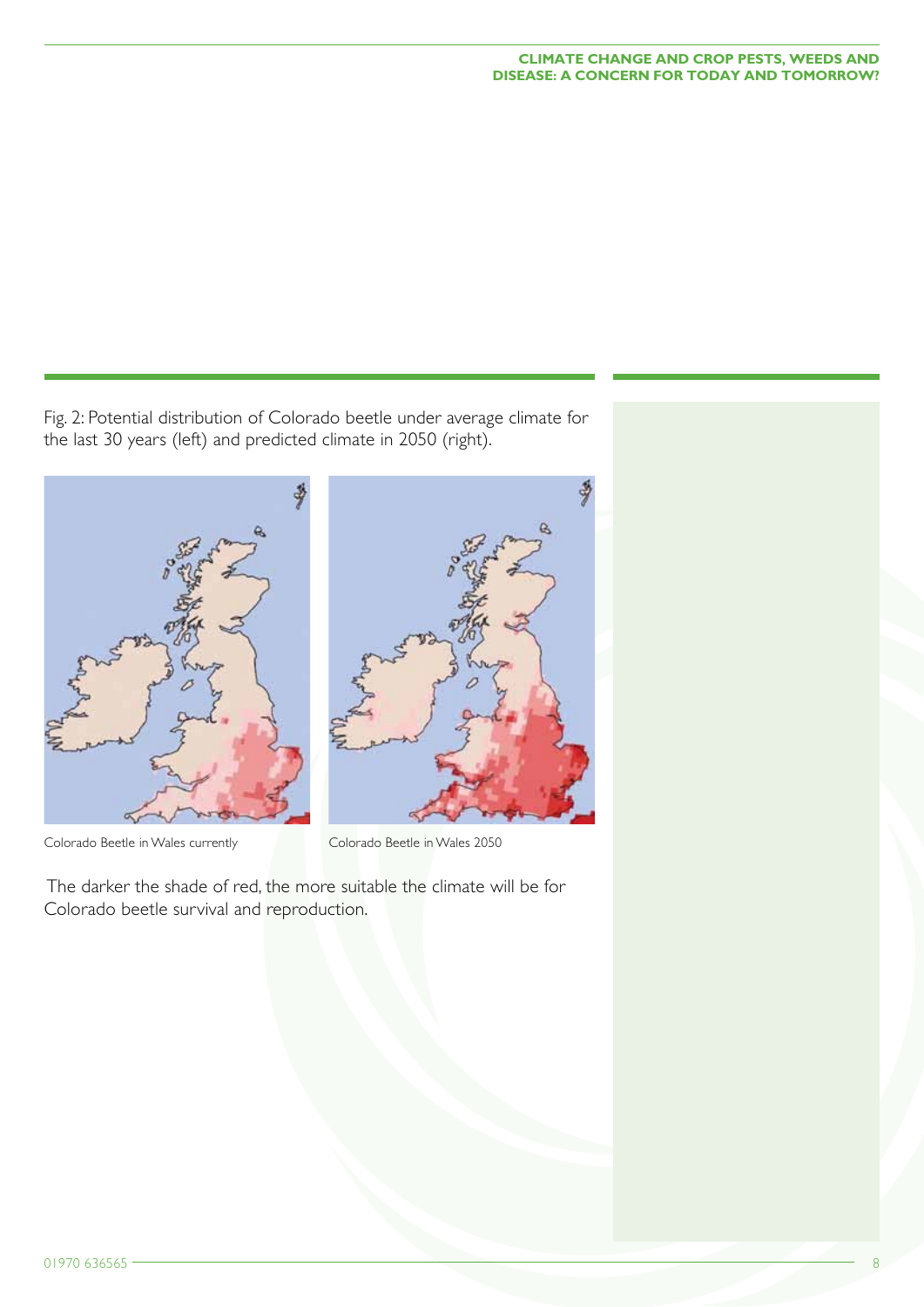Fig. 2: Potential distribution of Colorado beetle under average climate for the last 30 years (left) and predicted climate in 2050 (right).

Colorado Beetle in Wales currently

Colorado Beetle in Wales 2050

The darker the shade of red, the more suitable the climate will be for Colorado beetle survival and reproduction.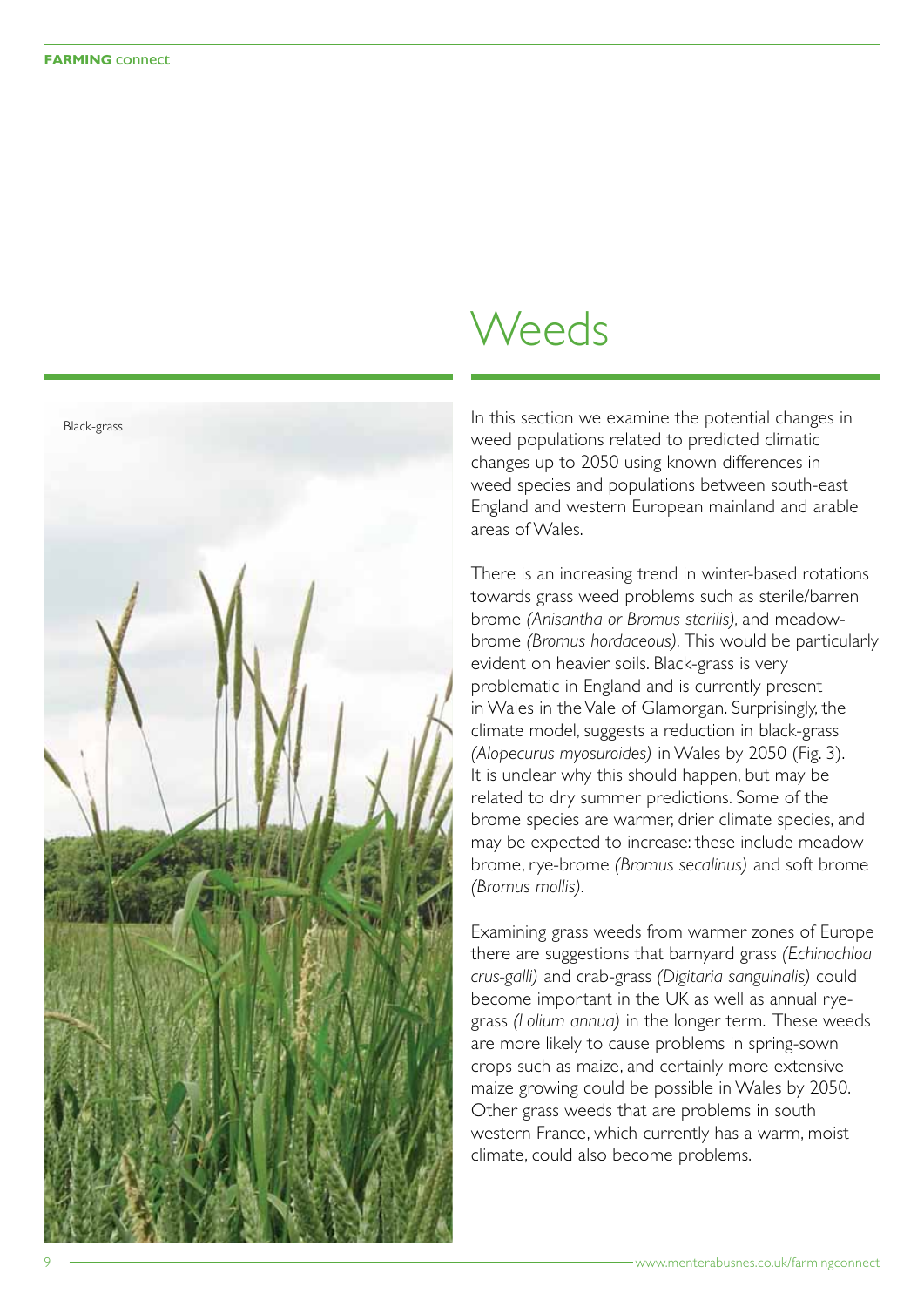# Weeds

Black-grass

In this section we examine the potential changes in weed populations related to predicted climatic changes up to 2050 using known differences in weed species and populations between south-east England and western European mainland and arable areas of Wales.

There is an increasing trend in winter-based rotations towards grass weed problems such as sterile/barren brome *(Anisantha or Bromus sterilis),* and meadow-brome *(Bromus hordaceous)*. This would be particularly evident on heavier soils. Black-grass is very problematic in England and is currently present in Wales in the Vale of Glamorgan. Surprisingly, the climate model, suggests a reduction in black-grass *(Alopecurus myosuroides)* in Wales by 2050 (Fig. 3). It is unclear why this should happen, but may be related to dry summer predictions. Some of the brome species are warmer, drier climate species, and may be expected to increase: these include meadow brome, rye-brome *(Bromus secalinus)* and soft brome *(Bromus mollis)*.

Examining grass weeds from warmer zones of Europe there are suggestions that barnyard grass *(Echinochloa crus-galli)* and crab-grass *(Digitaria sanguinalis)* could become important in the UK as well as annual rye-grass *(Lolium annua)* in the longer term. These weeds are more likely to cause problems in spring-sown crops such as maize, and certainly more extensive maize growing could be possible in Wales by 2050. Other grass weeds that are problems in south western France, which currently has a warm, moist climate, could also become problems.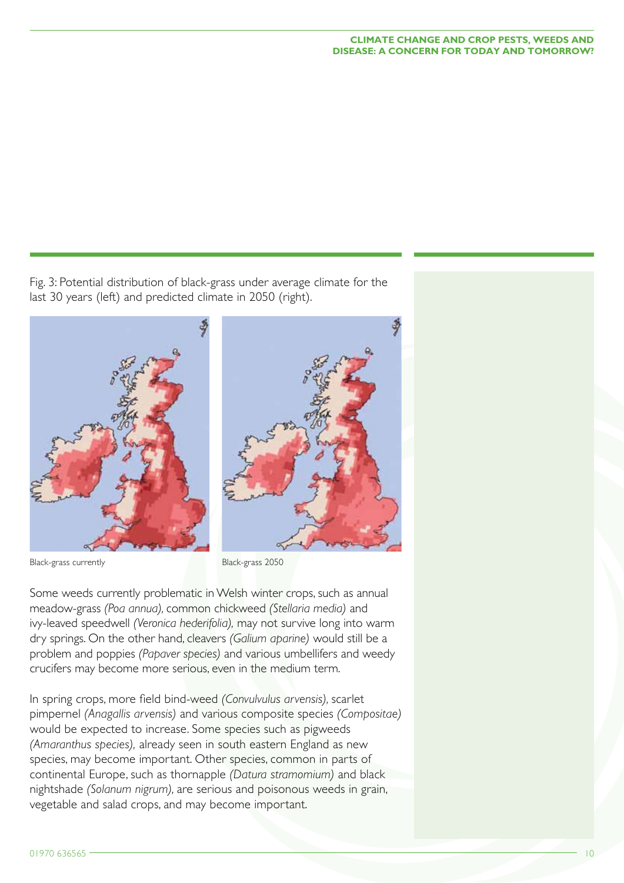Fig. 3: Potential distribution of black-grass under average climate for the last 30 years (left) and predicted climate in 2050 (right).

Black-grass currently

Black-grass 2050

Some weeds currently problematic in Welsh winter crops, such as annual meadow-grass *(Poa annua)*, common chickweed *(Stellaria media)* and ivy-leaved speedwell *(Veronica hederifolia)*, may not survive long into warm dry springs. On the other hand, cleavers *(Galium aparine)* would still be a problem and poppies *(Papaver species)* and various umbellifers and weedy crucifers may become more serious, even in the medium term.

In spring crops, more field bind-weed *(Convulvulus arvensis)*, scarlet pimpernel *(Anagallis arvensis)* and various composite species *(Compositae)* would be expected to increase. Some species such as pigweeds *(Amaranthus species)*, already seen in south eastern England as new species, may become important. Other species, common in parts of continental Europe, such as thornapple *(Datura stramomium)* and black nightshade *(Solanum nigrum)*, are serious and poisonous weeds in grain, vegetable and salad crops, and may become important.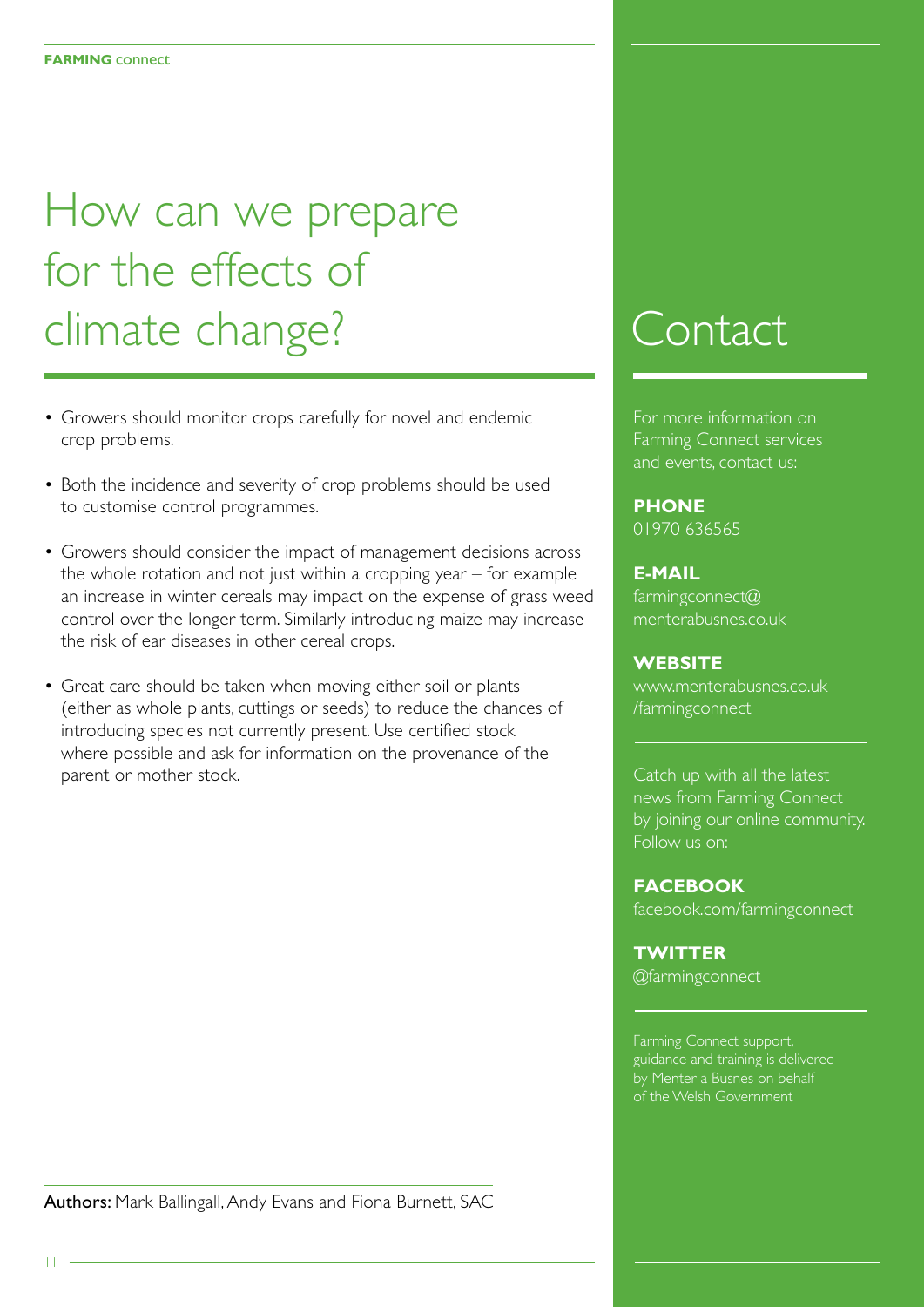# How can we prepare for the effects of climate change?

- Growers should monitor crops carefully for novel and endemic crop problems.
- Both the incidence and severity of crop problems should be used to customise control programmes.
- Growers should consider the impact of management decisions across the whole rotation and not just within a cropping year – for example an increase in winter cereals may impact on the expense of grass weed control over the longer term. Similarly introducing maize may increase the risk of ear diseases in other cereal crops.
- Great care should be taken when moving either soil or plants (either as whole plants, cuttings or seeds) to reduce the chances of introducing species not currently present. Use certified stock where possible and ask for information on the provenance of the parent or mother stock.

**Authors:** Mark Ballingall, Andy Evans and Fiona Burnett, SAC

# Contact

For more information on Farming Connect services and events, contact us:

**PHONE**
01970 636565

**E-MAIL**
farmingconnect@menterabusnes.co.uk

**WEBSITE**
www.menterabusnes.co.uk/farmingconnect

Catch up with all the latest news from Farming Connect by joining our online community. Follow us on:

**FACEBOOK**
facebook.com/farmingconnect

**TWITTER**
@farmingconnect

Farming Connect support, guidance and training is delivered by Menter a Busnes on behalf of the Welsh Government